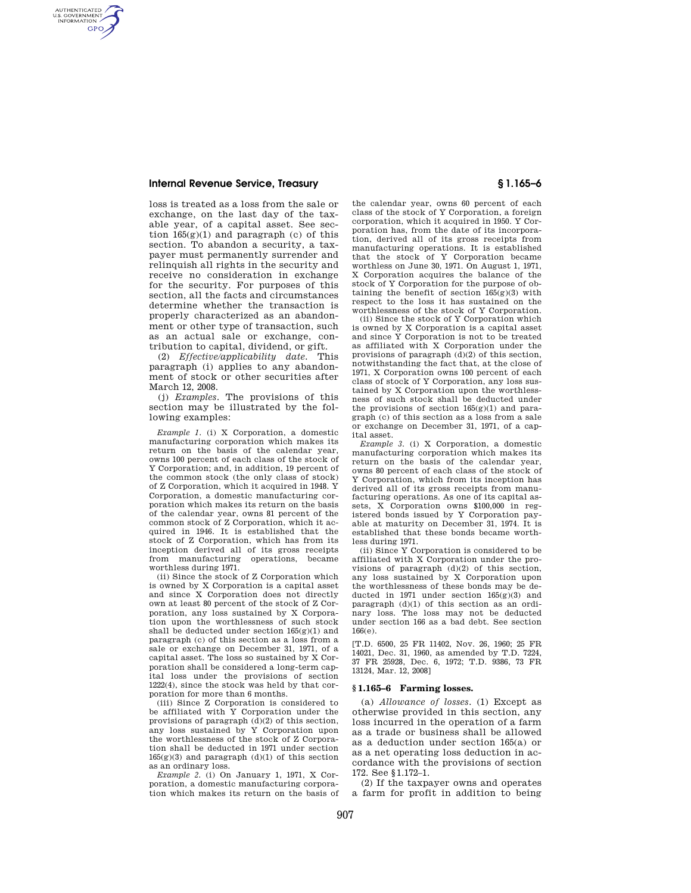loss is treated as a loss from the sale or exchange, on the last day of the taxable year, of a capital asset. See section 165(g)(1) and paragraph (c) of this section. To abandon a security, a taxpayer must permanently surrender and relinquish all rights in the security and receive no consideration in exchange for the security. For purposes of this section, all the facts and circumstances determine whether the transaction is properly characterized as an abandonment or other type of transaction, such as an actual sale or exchange, contribution to capital, dividend, or gift.

(2) *Effective/applicability date.* This paragraph (i) applies to any abandonment of stock or other securities after March 12, 2008.

(j) *Examples.* The provisions of this section may be illustrated by the following examples:

*Example 1.* (i) X Corporation, a domestic manufacturing corporation which makes its return on the basis of the calendar year, owns 100 percent of each class of the stock of Y Corporation; and, in addition, 19 percent of the common stock (the only class of stock) of Z Corporation, which it acquired in 1948. Y Corporation, a domestic manufacturing corporation which makes its return on the basis of the calendar year, owns 81 percent of the common stock of Z Corporation, which it acquired in 1946. It is established that the stock of Z Corporation, which has from its inception derived all of its gross receipts from manufacturing operations, became worthless during 1971.

(ii) Since the stock of Z Corporation which is owned by X Corporation is a capital asset and since X Corporation does not directly own at least 80 percent of the stock of Z Corporation, any loss sustained by X Corporation upon the worthlessness of such stock shall be deducted under section 165(g)(1) and paragraph (c) of this section as a loss from a sale or exchange on December 31, 1971, of a capital asset. The loss so sustained by X Corporation shall be considered a long-term capital loss under the provisions of section 1222(4), since the stock was held by that corporation for more than 6 months.

(iii) Since Z Corporation is considered to be affiliated with Y Corporation under the provisions of paragraph (d)(2) of this section, any loss sustained by Y Corporation upon the worthlessness of the stock of Z Corporation shall be deducted in 1971 under section 165(g)(3) and paragraph (d)(1) of this section as an ordinary loss.

*Example 2.* (i) On January 1, 1971, X Corporation, a domestic manufacturing corporation which makes its return on the basis of the calendar year, owns 60 percent of each class of the stock of Y Corporation, a foreign corporation, which it acquired in 1950. Y Corporation has, from the date of its incorporation, derived all of its gross receipts from manufacturing operations. It is established that the stock of Y Corporation became worthless on June 30, 1971. On August 1, 1971, X Corporation acquires the balance of the stock of Y Corporation for the purpose of obtaining the benefit of section 165(g)(3) with respect to the loss it has sustained on the worthlessness of the stock of Y Corporation.

(ii) Since the stock of Y Corporation which is owned by X Corporation is a capital asset and since Y Corporation is not to be treated as affiliated with X Corporation under the provisions of paragraph (d)(2) of this section, notwithstanding the fact that, at the close of 1971, X Corporation owns 100 percent of each class of stock of Y Corporation, any loss sustained by X Corporation upon the worthlessness of such stock shall be deducted under the provisions of section 165(g)(1) and paragraph (c) of this section as a loss from a sale or exchange on December 31, 1971, of a capital asset.

*Example 3.* (i) X Corporation, a domestic manufacturing corporation which makes its return on the basis of the calendar year, owns 80 percent of each class of the stock of Y Corporation, which from its inception has derived all of its gross receipts from manufacturing operations. As one of its capital assets, X Corporation owns $100,000 in registered bonds issued by Y Corporation payable at maturity on December 31, 1974. It is established that these bonds became worthless during 1971.

(ii) Since Y Corporation is considered to be affiliated with X Corporation under the provisions of paragraph (d)(2) of this section, any loss sustained by X Corporation upon the worthlessness of these bonds may be deducted in 1971 under section 165(g)(3) and paragraph (d)(1) of this section as an ordinary loss. The loss may not be deducted under section 166 as a bad debt. See section 166(e).

[T.D. 6500, 25 FR 11402, Nov. 26, 1960; 25 FR 14021, Dec. 31, 1960, as amended by T.D. 7224, 37 FR 25928, Dec. 6, 1972; T.D. 9386, 73 FR 13124, Mar. 12, 2008]

## § 1.165–6 Farming losses.

(a) *Allowance of losses.* (1) Except as otherwise provided in this section, any loss incurred in the operation of a farm as a trade or business shall be allowed as a deduction under section 165(a) or as a net operating loss deduction in accordance with the provisions of section 172. See § 1.172–1.

(2) If the taxpayer owns and operates a farm for profit in addition to being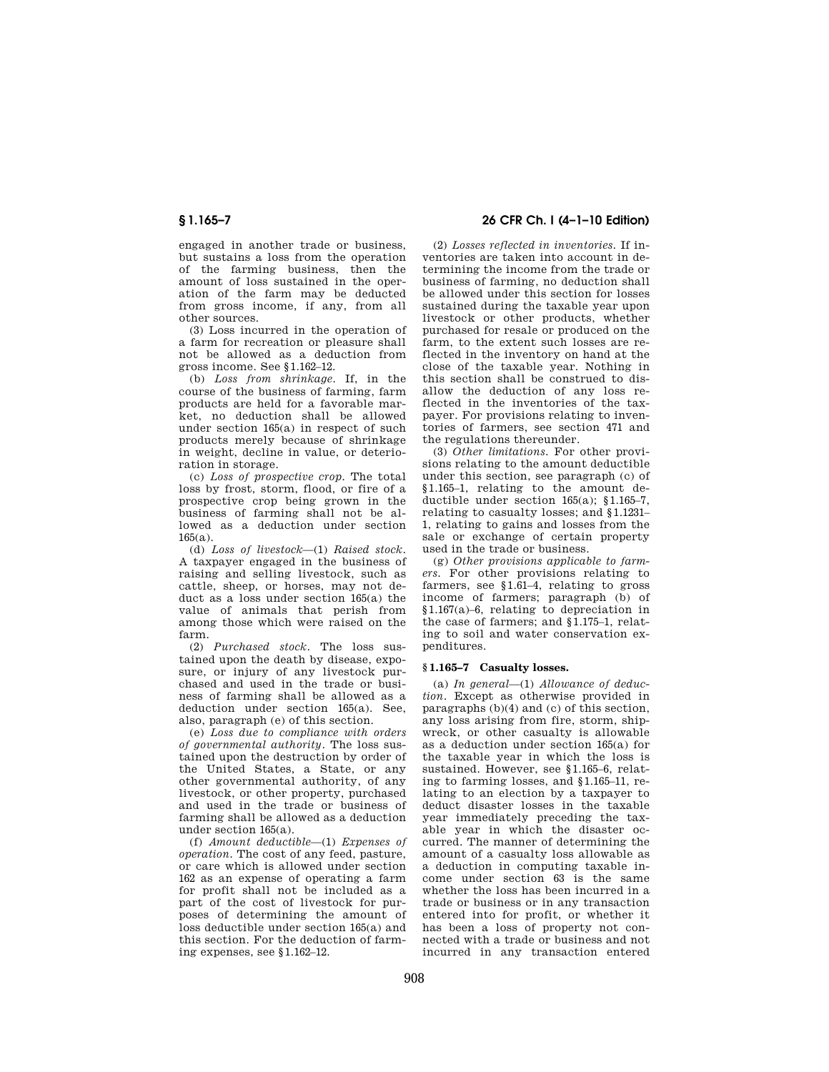engaged in another trade or business, but sustains a loss from the operation of the farming business, then the amount of loss sustained in the operation of the farm may be deducted from gross income, if any, from all other sources.

(3) Loss incurred in the operation of a farm for recreation or pleasure shall not be allowed as a deduction from gross income. See §1.162–12.

(b) *Loss from shrinkage.* If, in the course of the business of farming, farm products are held for a favorable market, no deduction shall be allowed under section 165(a) in respect of such products merely because of shrinkage in weight, decline in value, or deterioration in storage.

(c) *Loss of prospective crop.* The total loss by frost, storm, flood, or fire of a prospective crop being grown in the business of farming shall not be allowed as a deduction under section 165(a).

(d) *Loss of livestock*—(1) *Raised stock.* A taxpayer engaged in the business of raising and selling livestock, such as cattle, sheep, or horses, may not deduct as a loss under section 165(a) the value of animals that perish from among those which were raised on the farm.

(2) *Purchased stock.* The loss sustained upon the death by disease, exposure, or injury of any livestock purchased and used in the trade or business of farming shall be allowed as a deduction under section 165(a). See, also, paragraph (e) of this section.

(e) *Loss due to compliance with orders of governmental authority.* The loss sustained upon the destruction by order of the United States, a State, or any other governmental authority, of any livestock, or other property, purchased and used in the trade or business of farming shall be allowed as a deduction under section 165(a).

(f) *Amount deductible*—(1) *Expenses of operation.* The cost of any feed, pasture, or care which is allowed under section 162 as an expense of operating a farm for profit shall not be included as a part of the cost of livestock for purposes of determining the amount of loss deductible under section 165(a) and this section. For the deduction of farming expenses, see §1.162–12.

(2) *Losses reflected in inventories.* If inventories are taken into account in determining the income from the trade or business of farming, no deduction shall be allowed under this section for losses sustained during the taxable year upon livestock or other products, whether purchased for resale or produced on the farm, to the extent such losses are reflected in the inventory on hand at the close of the taxable year. Nothing in this section shall be construed to disallow the deduction of any loss reflected in the inventories of the taxpayer. For provisions relating to inventories of farmers, see section 471 and the regulations thereunder.

(3) *Other limitations.* For other provisions relating to the amount deductible under this section, see paragraph (c) of §1.165–1, relating to the amount deductible under section 165(a); §1.165–7, relating to casualty losses; and §1.1231–1, relating to gains and losses from the sale or exchange of certain property used in the trade or business.

(g) *Other provisions applicable to farmers.* For other provisions relating to farmers, see §1.61–4, relating to gross income of farmers; paragraph (b) of §1.167(a)–6, relating to depreciation in the case of farmers; and §1.175–1, relating to soil and water conservation expenditures.

### §1.165–7 Casualty losses.

(a) *In general*—(1) *Allowance of deduction.* Except as otherwise provided in paragraphs (b)(4) and (c) of this section, any loss arising from fire, storm, shipwreck, or other casualty is allowable as a deduction under section 165(a) for the taxable year in which the loss is sustained. However, see §1.165–6, relating to farming losses, and §1.165–11, relating to an election by a taxpayer to deduct disaster losses in the taxable year immediately preceding the taxable year in which the disaster occurred. The manner of determining the amount of a casualty loss allowable as a deduction in computing taxable income under section 63 is the same whether the loss has been incurred in a trade or business or in any transaction entered into for profit, or whether it has been a loss of property not connected with a trade or business and not incurred in any transaction entered